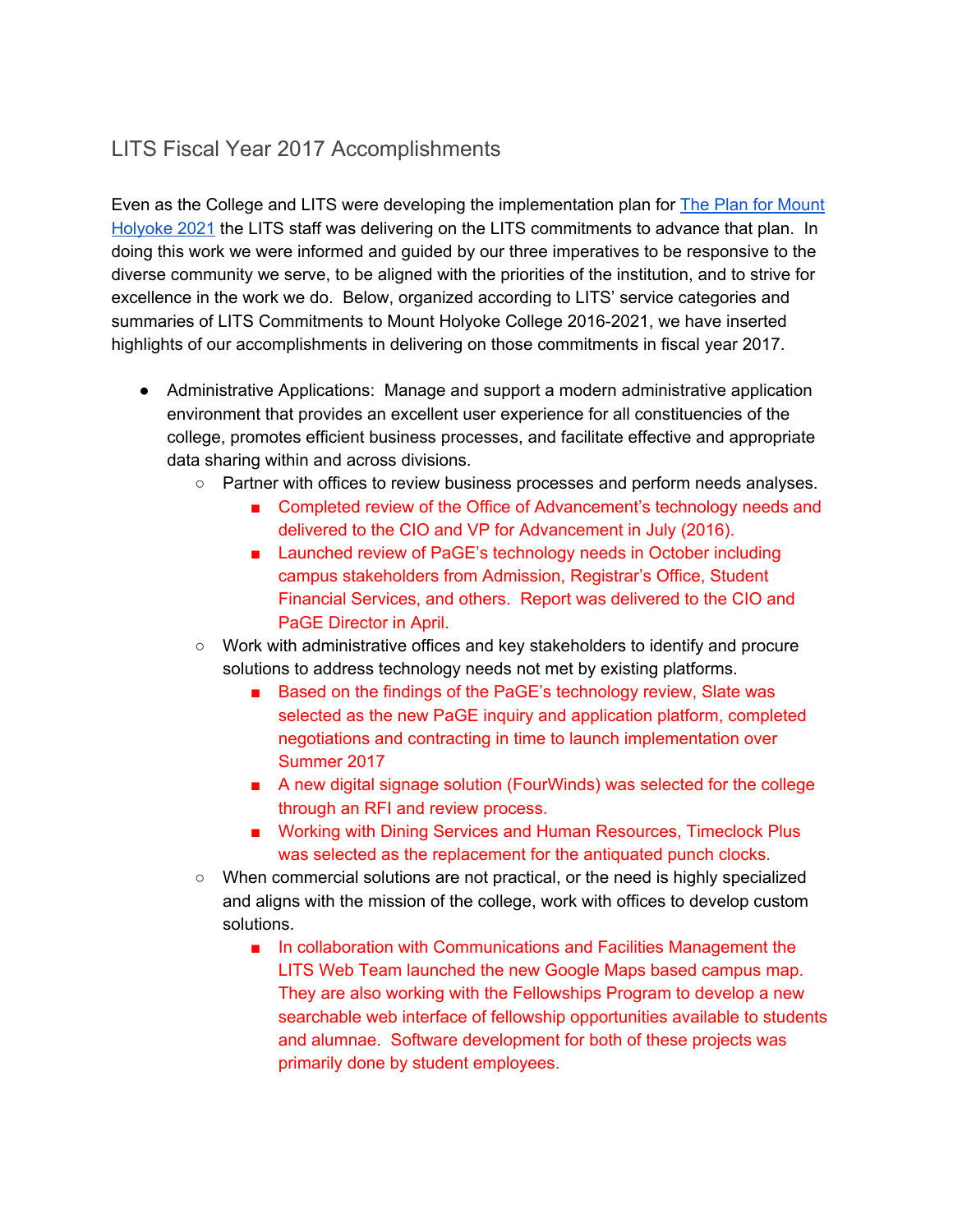# LITS Fiscal Year 2017 Accomplishments

Even as the College and LITS were developing the implementation plan for [The Plan for Mount Holyoke 2021](#) the LITS staff was delivering on the LITS commitments to advance that plan. In doing this work we were informed and guided by our three imperatives to be responsive to the diverse community we serve, to be aligned with the priorities of the institution, and to strive for excellence in the work we do. Below, organized according to LITS' service categories and summaries of LITS Commitments to Mount Holyoke College 2016-2021, we have inserted highlights of our accomplishments in delivering on those commitments in fiscal year 2017.

- Administrative Applications: Manage and support a modern administrative application environment that provides an excellent user experience for all constituencies of the college, promotes efficient business processes, and facilitate effective and appropriate data sharing within and across divisions.
  - Partner with offices to review business processes and perform needs analyses.
    - Completed review of the Office of Advancement's technology needs and delivered to the CIO and VP for Advancement in July (2016).
    - Launched review of PaGE's technology needs in October including campus stakeholders from Admission, Registrar's Office, Student Financial Services, and others. Report was delivered to the CIO and PaGE Director in April.
  - Work with administrative offices and key stakeholders to identify and procure solutions to address technology needs not met by existing platforms.
    - Based on the findings of the PaGE's technology review, Slate was selected as the new PaGE inquiry and application platform, completed negotiations and contracting in time to launch implementation over Summer 2017
    - A new digital signage solution (FourWinds) was selected for the college through an RFI and review process.
    - Working with Dining Services and Human Resources, Timeclock Plus was selected as the replacement for the antiquated punch clocks.
  - When commercial solutions are not practical, or the need is highly specialized and aligns with the mission of the college, work with offices to develop custom solutions.
    - In collaboration with Communications and Facilities Management the LITS Web Team launched the new Google Maps based campus map. They are also working with the Fellowships Program to develop a new searchable web interface of fellowship opportunities available to students and alumnae. Software development for both of these projects was primarily done by student employees.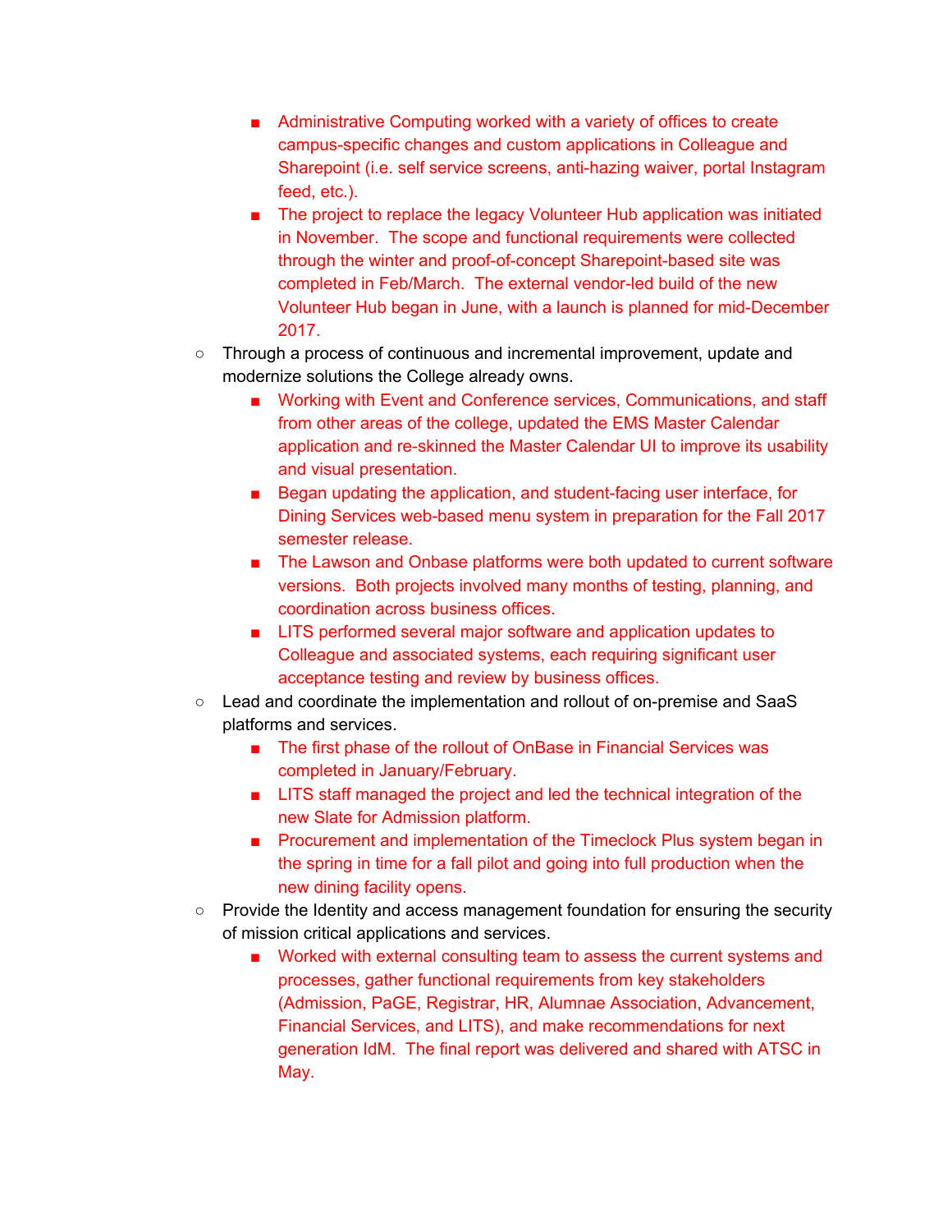- Administrative Computing worked with a variety of offices to create campus-specific changes and custom applications in Colleague and Sharepoint (i.e. self service screens, anti-hazing waiver, portal Instagram feed, etc.).
        - The project to replace the legacy Volunteer Hub application was initiated in November.  The scope and functional requirements were collected through the winter and proof-of-concept Sharepoint-based site was completed in Feb/March.  The external vendor-led build of the new Volunteer Hub began in June, with a launch is planned for mid-December 2017.
    - Through a process of continuous and incremental improvement, update and modernize solutions the College already owns.
        - Working with Event and Conference services, Communications, and staff from other areas of the college, updated the EMS Master Calendar application and re-skinned the Master Calendar UI to improve its usability and visual presentation.
        - Began updating the application, and student-facing user interface, for Dining Services web-based menu system in preparation for the Fall 2017 semester release.
        - The Lawson and Onbase platforms were both updated to current software versions.  Both projects involved many months of testing, planning, and coordination across business offices.
        - LITS performed several major software and application updates to Colleague and associated systems, each requiring significant user acceptance testing and review by business offices.
    - Lead and coordinate the implementation and rollout of on-premise and SaaS platforms and services.
        - The first phase of the rollout of OnBase in Financial Services was completed in January/February.
        - LITS staff managed the project and led the technical integration of the new Slate for Admission platform.
        - Procurement and implementation of the Timeclock Plus system began in the spring in time for a fall pilot and going into full production when the new dining facility opens.
    - Provide the Identity and access management foundation for ensuring the security of mission critical applications and services.
        - Worked with external consulting team to assess the current systems and processes, gather functional requirements from key stakeholders (Admission, PaGE, Registrar, HR, Alumnae Association, Advancement, Financial Services, and LITS), and make recommendations for next generation IdM.  The final report was delivered and shared with ATSC in May.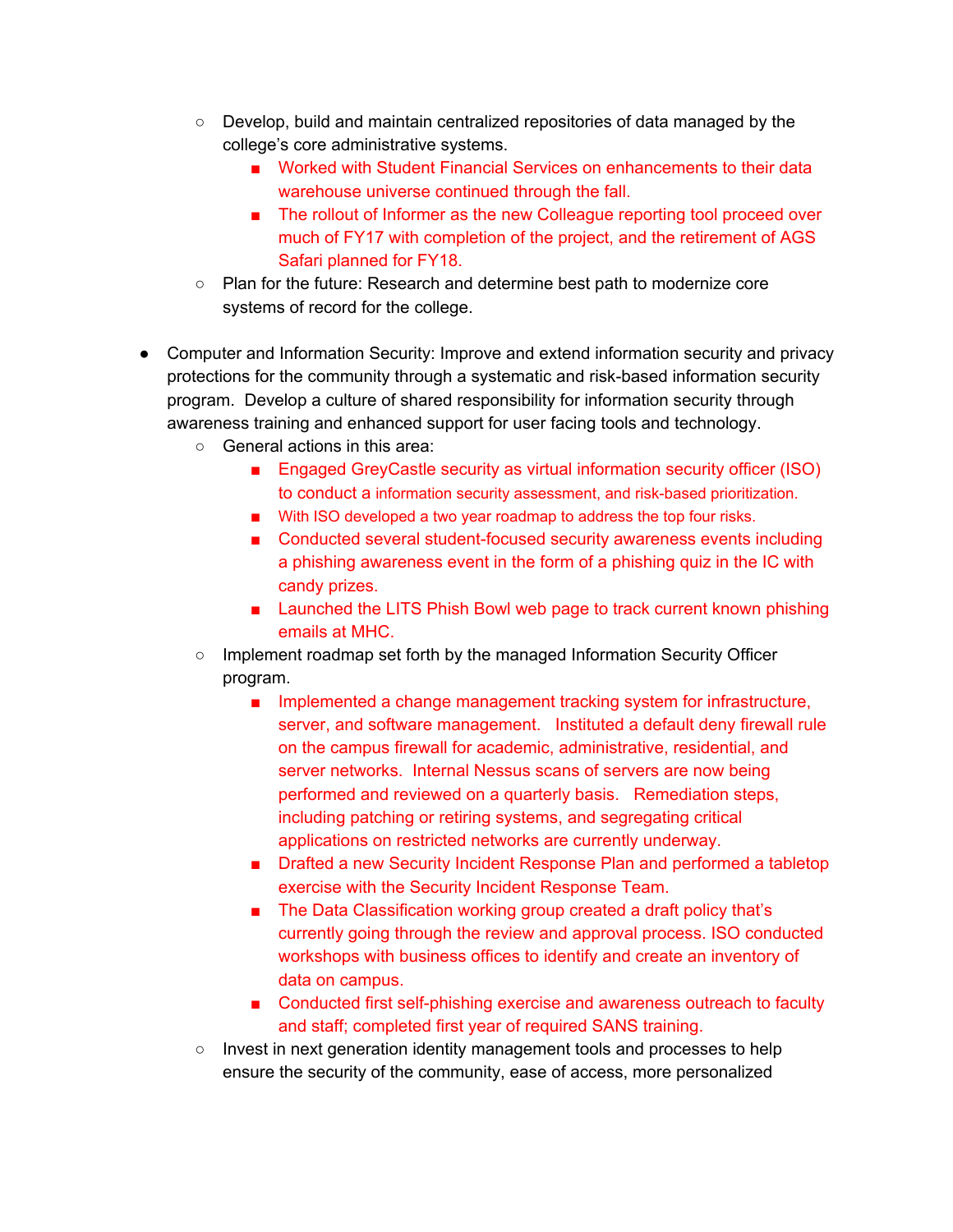- Develop, build and maintain centralized repositories of data managed by the college's core administrative systems.
  - Worked with Student Financial Services on enhancements to their data warehouse universe continued through the fall.
  - The rollout of Informer as the new Colleague reporting tool proceed over much of FY17 with completion of the project, and the retirement of AGS Safari planned for FY18.
- Plan for the future: Research and determine best path to modernize core systems of record for the college.

- Computer and Information Security: Improve and extend information security and privacy protections for the community through a systematic and risk-based information security program. Develop a culture of shared responsibility for information security through awareness training and enhanced support for user facing tools and technology.
  - General actions in this area:
    - Engaged GreyCastle security as virtual information security officer (ISO) to conduct a information security assessment, and risk-based prioritization.
    - With ISO developed a two year roadmap to address the top four risks.
    - Conducted several student-focused security awareness events including a phishing awareness event in the form of a phishing quiz in the IC with candy prizes.
    - Launched the LITS Phish Bowl web page to track current known phishing emails at MHC.
  - Implement roadmap set forth by the managed Information Security Officer program.
    - Implemented a change management tracking system for infrastructure, server, and software management. Instituted a default deny firewall rule on the campus firewall for academic, administrative, residential, and server networks. Internal Nessus scans of servers are now being performed and reviewed on a quarterly basis. Remediation steps, including patching or retiring systems, and segregating critical applications on restricted networks are currently underway.
    - Drafted a new Security Incident Response Plan and performed a tabletop exercise with the Security Incident Response Team.
    - The Data Classification working group created a draft policy that's currently going through the review and approval process. ISO conducted workshops with business offices to identify and create an inventory of data on campus.
    - Conducted first self-phishing exercise and awareness outreach to faculty and staff; completed first year of required SANS training.
  - Invest in next generation identity management tools and processes to help ensure the security of the community, ease of access, more personalized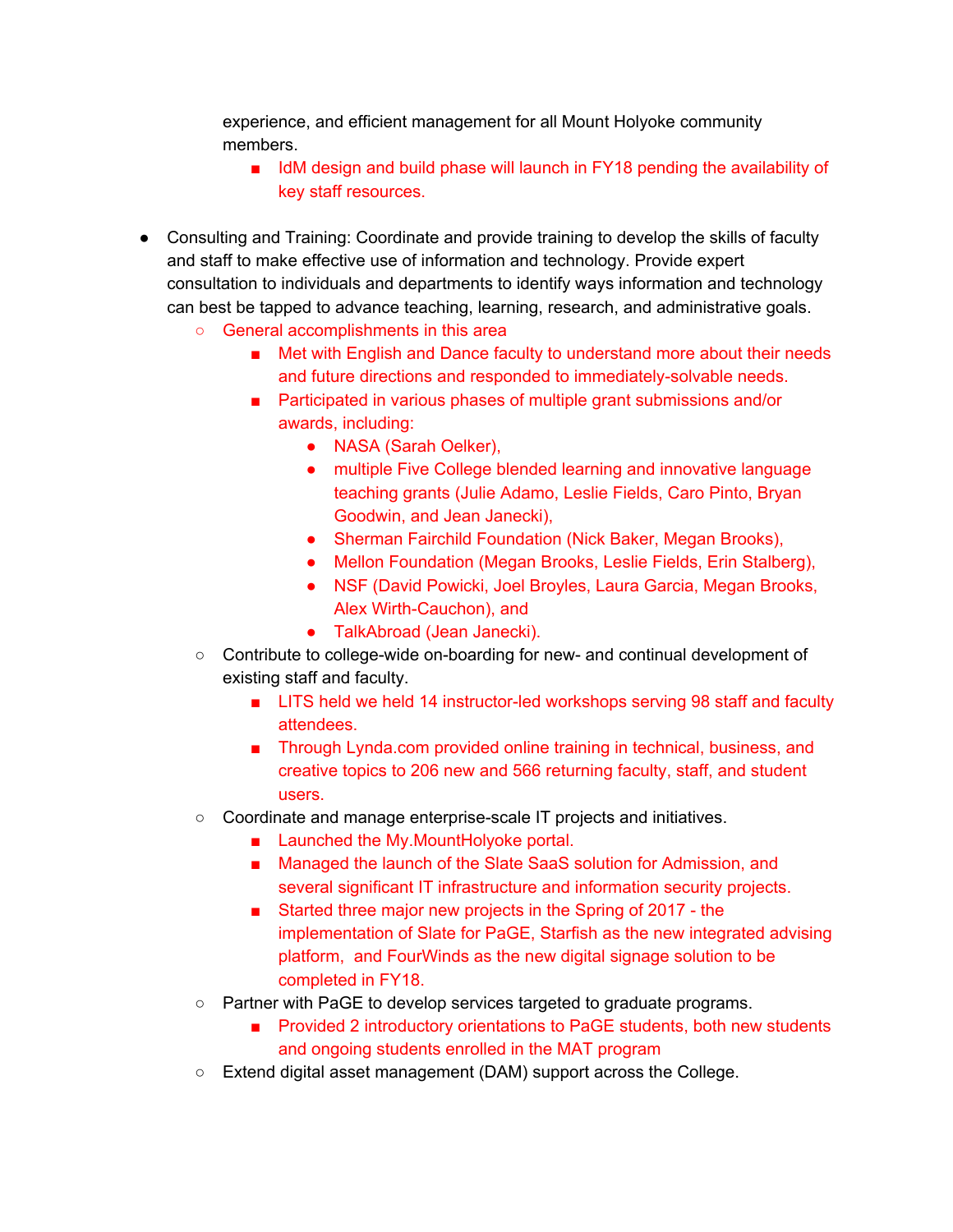experience, and efficient management for all Mount Holyoke community members.

    - IdM design and build phase will launch in FY18 pending the availability of key staff resources.

- Consulting and Training: Coordinate and provide training to develop the skills of faculty and staff to make effective use of information and technology. Provide expert consultation to individuals and departments to identify ways information and technology can best be tapped to advance teaching, learning, research, and administrative goals.
    - General accomplishments in this area
        - Met with English and Dance faculty to understand more about their needs and future directions and responded to immediately-solvable needs.
        - Participated in various phases of multiple grant submissions and/or awards, including:
            - NASA (Sarah Oelker),
            - multiple Five College blended learning and innovative language teaching grants (Julie Adamo, Leslie Fields, Caro Pinto, Bryan Goodwin, and Jean Janecki),
            - Sherman Fairchild Foundation (Nick Baker, Megan Brooks),
            - Mellon Foundation (Megan Brooks, Leslie Fields, Erin Stalberg),
            - NSF (David Powicki, Joel Broyles, Laura Garcia, Megan Brooks, Alex Wirth-Cauchon), and
            - TalkAbroad (Jean Janecki).
    - Contribute to college-wide on-boarding for new- and continual development of existing staff and faculty.
        - LITS held we held 14 instructor-led workshops serving 98 staff and faculty attendees.
        - Through Lynda.com provided online training in technical, business, and creative topics to 206 new and 566 returning faculty, staff, and student users.
    - Coordinate and manage enterprise-scale IT projects and initiatives.
        - Launched the My.MountHolyoke portal.
        - Managed the launch of the Slate SaaS solution for Admission, and several significant IT infrastructure and information security projects.
        - Started three major new projects in the Spring of 2017 - the implementation of Slate for PaGE, Starfish as the new integrated advising platform, and FourWinds as the new digital signage solution to be completed in FY18.
    - Partner with PaGE to develop services targeted to graduate programs.
        - Provided 2 introductory orientations to PaGE students, both new students and ongoing students enrolled in the MAT program
    - Extend digital asset management (DAM) support across the College.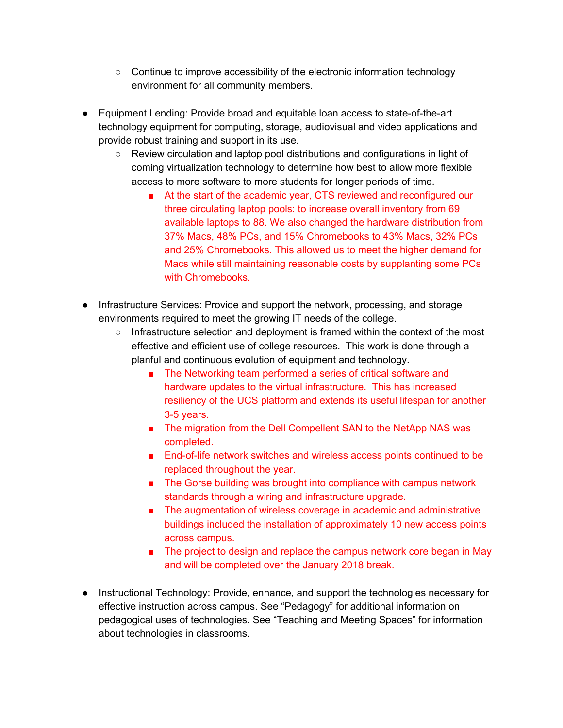- Continue to improve accessibility of the electronic information technology environment for all community members.

- Equipment Lending: Provide broad and equitable loan access to state-of-the-art technology equipment for computing, storage, audiovisual and video applications and provide robust training and support in its use.
  - Review circulation and laptop pool distributions and configurations in light of coming virtualization technology to determine how best to allow more flexible access to more software to more students for longer periods of time.
    - At the start of the academic year, CTS reviewed and reconfigured our three circulating laptop pools: to increase overall inventory from 69 available laptops to 88. We also changed the hardware distribution from 37% Macs, 48% PCs, and 15% Chromebooks to 43% Macs, 32% PCs and 25% Chromebooks. This allowed us to meet the higher demand for Macs while still maintaining reasonable costs by supplanting some PCs with Chromebooks.

- Infrastructure Services: Provide and support the network, processing, and storage environments required to meet the growing IT needs of the college.
  - Infrastructure selection and deployment is framed within the context of the most effective and efficient use of college resources. This work is done through a planful and continuous evolution of equipment and technology.
    - The Networking team performed a series of critical software and hardware updates to the virtual infrastructure. This has increased resiliency of the UCS platform and extends its useful lifespan for another 3-5 years.
    - The migration from the Dell Compellent SAN to the NetApp NAS was completed.
    - End-of-life network switches and wireless access points continued to be replaced throughout the year.
    - The Gorse building was brought into compliance with campus network standards through a wiring and infrastructure upgrade.
    - The augmentation of wireless coverage in academic and administrative buildings included the installation of approximately 10 new access points across campus.
    - The project to design and replace the campus network core began in May and will be completed over the January 2018 break.

- Instructional Technology: Provide, enhance, and support the technologies necessary for effective instruction across campus. See "Pedagogy" for additional information on pedagogical uses of technologies. See "Teaching and Meeting Spaces" for information about technologies in classrooms.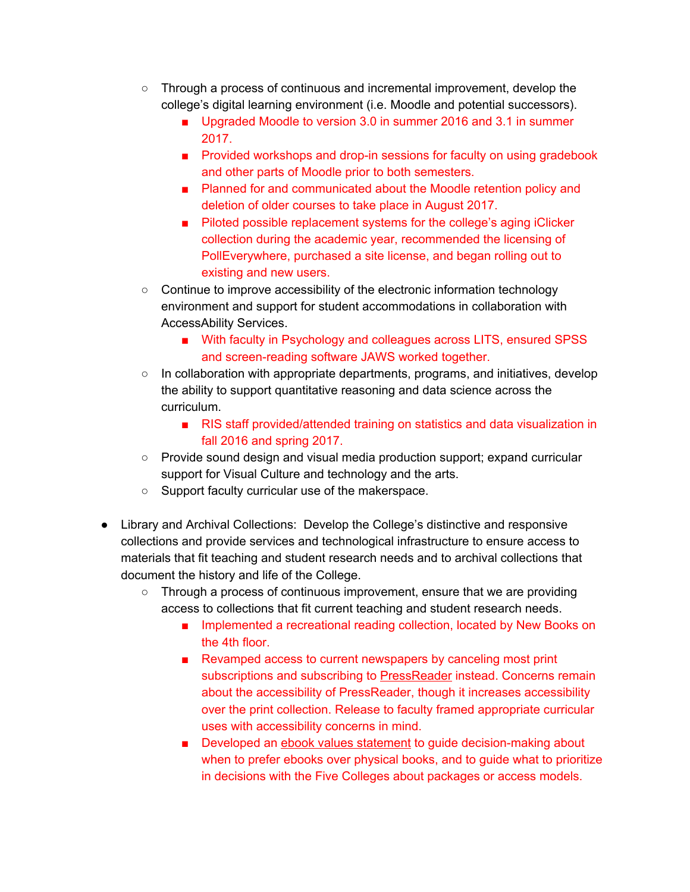- Through a process of continuous and incremental improvement, develop the college's digital learning environment (i.e. Moodle and potential successors).
        - Upgraded Moodle to version 3.0 in summer 2016 and 3.1 in summer 2017.
        - Provided workshops and drop-in sessions for faculty on using gradebook and other parts of Moodle prior to both semesters.
        - Planned for and communicated about the Moodle retention policy and deletion of older courses to take place in August 2017.
        - Piloted possible replacement systems for the college's aging iClicker collection during the academic year, recommended the licensing of PollEverywhere, purchased a site license, and began rolling out to existing and new users.
    - Continue to improve accessibility of the electronic information technology environment and support for student accommodations in collaboration with AccessAbility Services.
        - With faculty in Psychology and colleagues across LITS, ensured SPSS and screen-reading software JAWS worked together.
    - In collaboration with appropriate departments, programs, and initiatives, develop the ability to support quantitative reasoning and data science across the curriculum.
        - RIS staff provided/attended training on statistics and data visualization in fall 2016 and spring 2017.
    - Provide sound design and visual media production support; expand curricular support for Visual Culture and technology and the arts.
    - Support faculty curricular use of the makerspace.

- Library and Archival Collections: Develop the College's distinctive and responsive collections and provide services and technological infrastructure to ensure access to materials that fit teaching and student research needs and to archival collections that document the history and life of the College.
    - Through a process of continuous improvement, ensure that we are providing access to collections that fit current teaching and student research needs.
        - Implemented a recreational reading collection, located by New Books on the 4th floor.
        - Revamped access to current newspapers by canceling most print subscriptions and subscribing to PressReader instead. Concerns remain about the accessibility of PressReader, though it increases accessibility over the print collection. Release to faculty framed appropriate curricular uses with accessibility concerns in mind.
        - Developed an ebook values statement to guide decision-making about when to prefer ebooks over physical books, and to guide what to prioritize in decisions with the Five Colleges about packages or access models.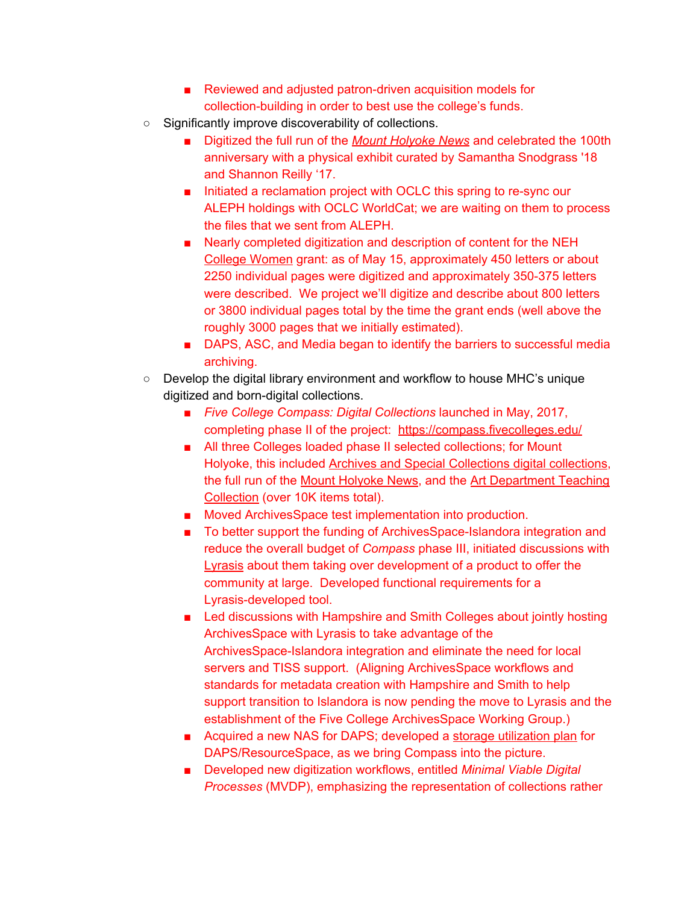- Reviewed and adjusted patron-driven acquisition models for collection-building in order to best use the college's funds.
    - Significantly improve discoverability of collections.
        - Digitized the full run of the *Mount Holyoke News* and celebrated the 100th anniversary with a physical exhibit curated by Samantha Snodgrass '18 and Shannon Reilly '17.
        - Initiated a reclamation project with OCLC this spring to re-sync our ALEPH holdings with OCLC WorldCat; we are waiting on them to process the files that we sent from ALEPH.
        - Nearly completed digitization and description of content for the NEH College Women grant: as of May 15, approximately 450 letters or about 2250 individual pages were digitized and approximately 350-375 letters were described. We project we'll digitize and describe about 800 letters or 3800 individual pages total by the time the grant ends (well above the roughly 3000 pages that we initially estimated).
        - DAPS, ASC, and Media began to identify the barriers to successful media archiving.
    - Develop the digital library environment and workflow to house MHC's unique digitized and born-digital collections.
        - *Five College Compass: Digital Collections* launched in May, 2017, completing phase II of the project: https://compass.fivecolleges.edu/
        - All three Colleges loaded phase II selected collections; for Mount Holyoke, this included Archives and Special Collections digital collections, the full run of the Mount Holyoke News, and the Art Department Teaching Collection (over 10K items total).
        - Moved ArchivesSpace test implementation into production.
        - To better support the funding of ArchivesSpace-Islandora integration and reduce the overall budget of *Compass* phase III, initiated discussions with Lyrasis about them taking over development of a product to offer the community at large. Developed functional requirements for a Lyrasis-developed tool.
        - Led discussions with Hampshire and Smith Colleges about jointly hosting ArchivesSpace with Lyrasis to take advantage of the ArchivesSpace-Islandora integration and eliminate the need for local servers and TISS support. (Aligning ArchivesSpace workflows and standards for metadata creation with Hampshire and Smith to help support transition to Islandora is now pending the move to Lyrasis and the establishment of the Five College ArchivesSpace Working Group.)
        - Acquired a new NAS for DAPS; developed a storage utilization plan for DAPS/ResourceSpace, as we bring Compass into the picture.
        - Developed new digitization workflows, entitled *Minimal Viable Digital Processes* (MVDP), emphasizing the representation of collections rather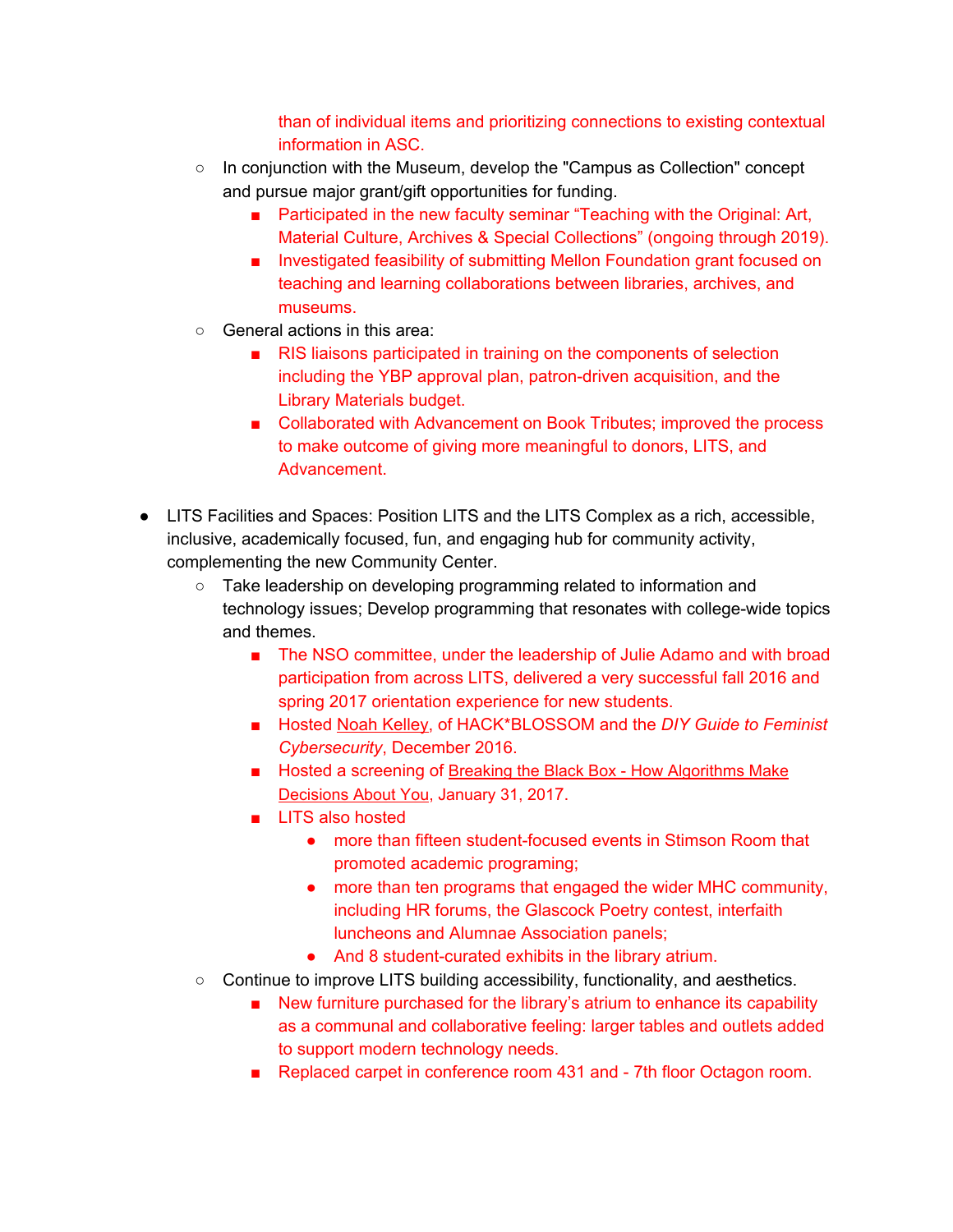than of individual items and prioritizing connections to existing contextual information in ASC.

    - In conjunction with the Museum, develop the "Campus as Collection" concept and pursue major grant/gift opportunities for funding.
        - Participated in the new faculty seminar "Teaching with the Original: Art, Material Culture, Archives & Special Collections" (ongoing through 2019).
        - Investigated feasibility of submitting Mellon Foundation grant focused on teaching and learning collaborations between libraries, archives, and museums.
    - General actions in this area:
        - RIS liaisons participated in training on the components of selection including the YBP approval plan, patron-driven acquisition, and the Library Materials budget.
        - Collaborated with Advancement on Book Tributes; improved the process to make outcome of giving more meaningful to donors, LITS, and Advancement.

- LITS Facilities and Spaces: Position LITS and the LITS Complex as a rich, accessible, inclusive, academically focused, fun, and engaging hub for community activity, complementing the new Community Center.
    - Take leadership on developing programming related to information and technology issues; Develop programming that resonates with college-wide topics and themes.
        - The NSO committee, under the leadership of Julie Adamo and with broad participation from across LITS, delivered a very successful fall 2016 and spring 2017 orientation experience for new students.
        - Hosted Noah Kelley, of HACK*BLOSSOM and the *DIY Guide to Feminist Cybersecurity*, December 2016.
        - Hosted a screening of Breaking the Black Box - How Algorithms Make Decisions About You, January 31, 2017.
        - LITS also hosted
            - more than fifteen student-focused events in Stimson Room that promoted academic programing;
            - more than ten programs that engaged the wider MHC community, including HR forums, the Glascock Poetry contest, interfaith luncheons and Alumnae Association panels;
            - And 8 student-curated exhibits in the library atrium.
    - Continue to improve LITS building accessibility, functionality, and aesthetics.
        - New furniture purchased for the library's atrium to enhance its capability as a communal and collaborative feeling: larger tables and outlets added to support modern technology needs.
        - Replaced carpet in conference room 431 and - 7th floor Octagon room.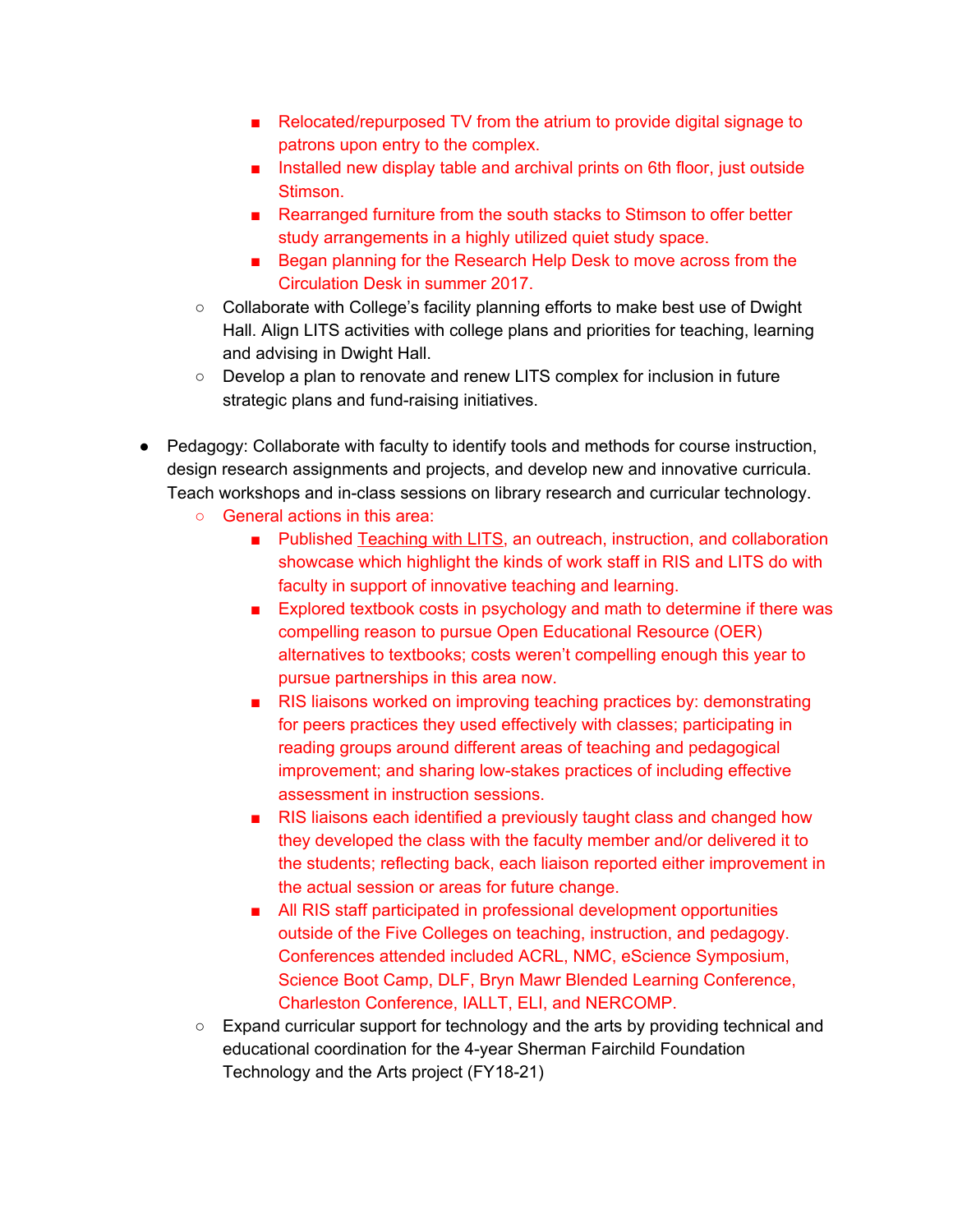- Relocated/repurposed TV from the atrium to provide digital signage to patrons upon entry to the complex.
        - Installed new display table and archival prints on 6th floor, just outside Stimson.
        - Rearranged furniture from the south stacks to Stimson to offer better study arrangements in a highly utilized quiet study space.
        - Began planning for the Research Help Desk to move across from the Circulation Desk in summer 2017.
    - Collaborate with College's facility planning efforts to make best use of Dwight Hall. Align LITS activities with college plans and priorities for teaching, learning and advising in Dwight Hall.
    - Develop a plan to renovate and renew LITS complex for inclusion in future strategic plans and fund-raising initiatives.

- Pedagogy: Collaborate with faculty to identify tools and methods for course instruction, design research assignments and projects, and develop new and innovative curricula. Teach workshops and in-class sessions on library research and curricular technology.
    - General actions in this area:
        - Published Teaching with LITS, an outreach, instruction, and collaboration showcase which highlight the kinds of work staff in RIS and LITS do with faculty in support of innovative teaching and learning.
        - Explored textbook costs in psychology and math to determine if there was compelling reason to pursue Open Educational Resource (OER) alternatives to textbooks; costs weren't compelling enough this year to pursue partnerships in this area now.
        - RIS liaisons worked on improving teaching practices by: demonstrating for peers practices they used effectively with classes; participating in reading groups around different areas of teaching and pedagogical improvement; and sharing low-stakes practices of including effective assessment in instruction sessions.
        - RIS liaisons each identified a previously taught class and changed how they developed the class with the faculty member and/or delivered it to the students; reflecting back, each liaison reported either improvement in the actual session or areas for future change.
        - All RIS staff participated in professional development opportunities outside of the Five Colleges on teaching, instruction, and pedagogy. Conferences attended included ACRL, NMC, eScience Symposium, Science Boot Camp, DLF, Bryn Mawr Blended Learning Conference, Charleston Conference, IALLT, ELI, and NERCOMP.
    - Expand curricular support for technology and the arts by providing technical and educational coordination for the 4-year Sherman Fairchild Foundation Technology and the Arts project (FY18-21)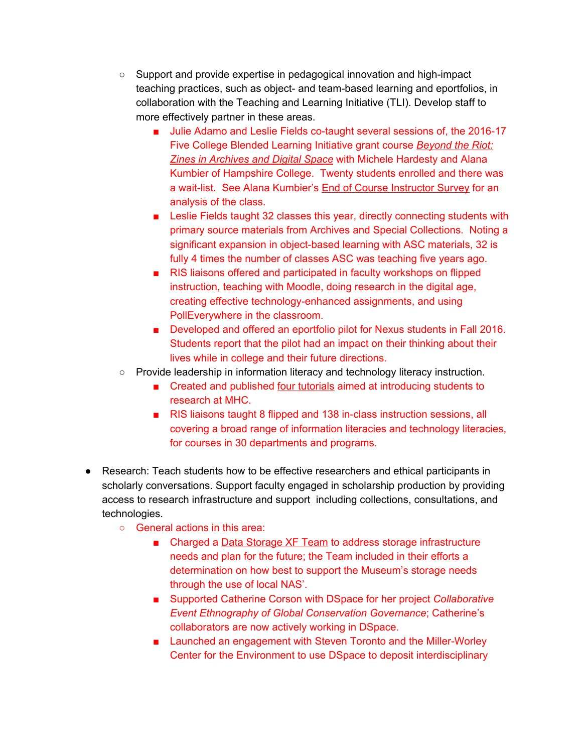- Support and provide expertise in pedagogical innovation and high-impact teaching practices, such as object- and team-based learning and eportfolios, in collaboration with the Teaching and Learning Initiative (TLI). Develop staff to more effectively partner in these areas.
    - Julie Adamo and Leslie Fields co-taught several sessions of, the 2016-17 Five College Blended Learning Initiative grant course *Beyond the Riot: Zines in Archives and Digital Space* with Michele Hardesty and Alana Kumbier of Hampshire College. Twenty students enrolled and there was a wait-list. See Alana Kumbier's End of Course Instructor Survey for an analysis of the class.
    - Leslie Fields taught 32 classes this year, directly connecting students with primary source materials from Archives and Special Collections. Noting a significant expansion in object-based learning with ASC materials, 32 is fully 4 times the number of classes ASC was teaching five years ago.
    - RIS liaisons offered and participated in faculty workshops on flipped instruction, teaching with Moodle, doing research in the digital age, creating effective technology-enhanced assignments, and using PollEverywhere in the classroom.
    - Developed and offered an eportfolio pilot for Nexus students in Fall 2016. Students report that the pilot had an impact on their thinking about their lives while in college and their future directions.
  - Provide leadership in information literacy and technology literacy instruction.
    - Created and published four tutorials aimed at introducing students to research at MHC.
    - RIS liaisons taught 8 flipped and 138 in-class instruction sessions, all covering a broad range of information literacies and technology literacies, for courses in 30 departments and programs.

- Research: Teach students how to be effective researchers and ethical participants in scholarly conversations. Support faculty engaged in scholarship production by providing access to research infrastructure and support including collections, consultations, and technologies.
  - General actions in this area:
    - Charged a Data Storage XF Team to address storage infrastructure needs and plan for the future; the Team included in their efforts a determination on how best to support the Museum's storage needs through the use of local NAS'.
    - Supported Catherine Corson with DSpace for her project *Collaborative Event Ethnography of Global Conservation Governance*; Catherine's collaborators are now actively working in DSpace.
    - Launched an engagement with Steven Toronto and the Miller-Worley Center for the Environment to use DSpace to deposit interdisciplinary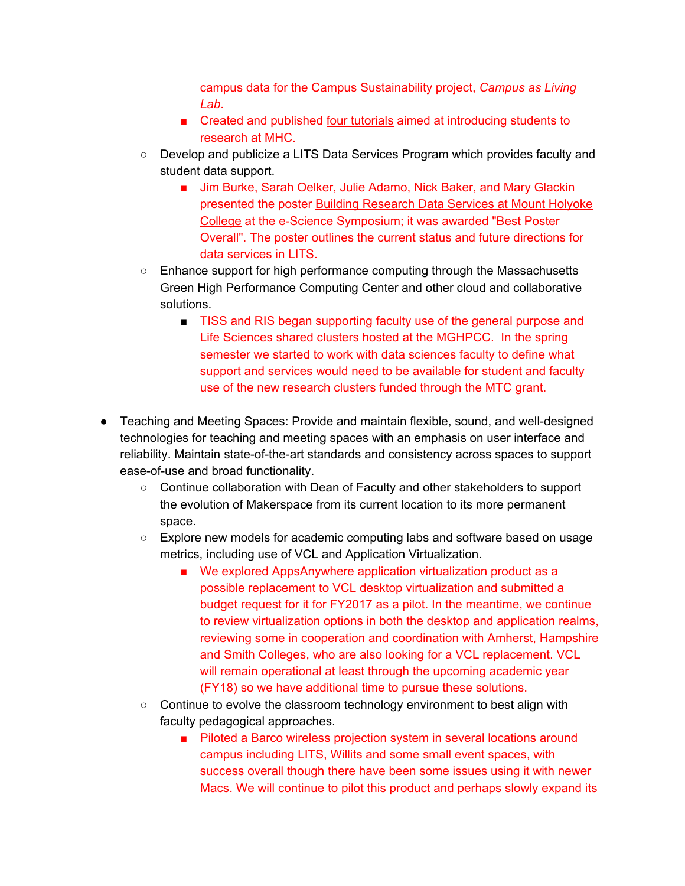- campus data for the Campus Sustainability project, *Campus as Living Lab*.
            - Created and published four tutorials aimed at introducing students to research at MHC.
    - Develop and publicize a LITS Data Services Program which provides faculty and student data support.
        - Jim Burke, Sarah Oelker, Julie Adamo, Nick Baker, and Mary Glackin presented the poster Building Research Data Services at Mount Holyoke College at the e-Science Symposium; it was awarded "Best Poster Overall". The poster outlines the current status and future directions for data services in LITS.
    - Enhance support for high performance computing through the Massachusetts Green High Performance Computing Center and other cloud and collaborative solutions.
        - TISS and RIS began supporting faculty use of the general purpose and Life Sciences shared clusters hosted at the MGHPCC. In the spring semester we started to work with data sciences faculty to define what support and services would need to be available for student and faculty use of the new research clusters funded through the MTC grant.

- Teaching and Meeting Spaces: Provide and maintain flexible, sound, and well-designed technologies for teaching and meeting spaces with an emphasis on user interface and reliability. Maintain state-of-the-art standards and consistency across spaces to support ease-of-use and broad functionality.
    - Continue collaboration with Dean of Faculty and other stakeholders to support the evolution of Makerspace from its current location to its more permanent space.
    - Explore new models for academic computing labs and software based on usage metrics, including use of VCL and Application Virtualization.
        - We explored AppsAnywhere application virtualization product as a possible replacement to VCL desktop virtualization and submitted a budget request for it for FY2017 as a pilot. In the meantime, we continue to review virtualization options in both the desktop and application realms, reviewing some in cooperation and coordination with Amherst, Hampshire and Smith Colleges, who are also looking for a VCL replacement. VCL will remain operational at least through the upcoming academic year (FY18) so we have additional time to pursue these solutions.
    - Continue to evolve the classroom technology environment to best align with faculty pedagogical approaches.
        - Piloted a Barco wireless projection system in several locations around campus including LITS, Willits and some small event spaces, with success overall though there have been some issues using it with newer Macs. We will continue to pilot this product and perhaps slowly expand its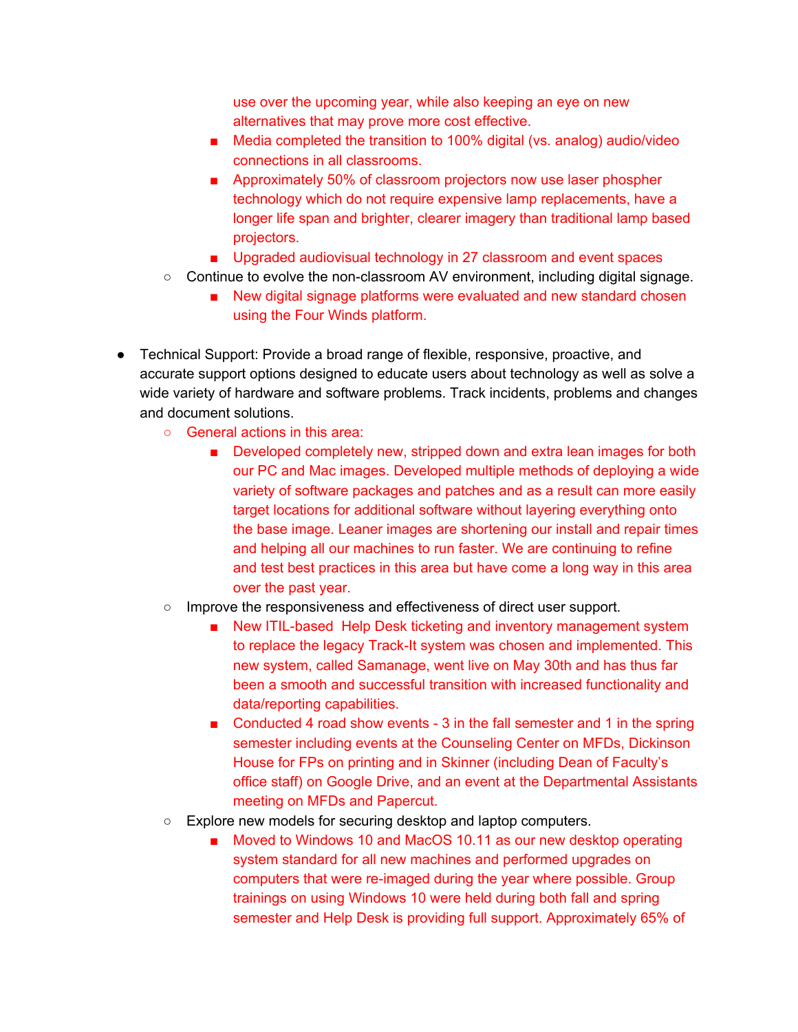- use over the upcoming year, while also keeping an eye on new alternatives that may prove more cost effective.
        - Media completed the transition to 100% digital (vs. analog) audio/video connections in all classrooms.
        - Approximately 50% of classroom projectors now use laser phospher technology which do not require expensive lamp replacements, have a longer life span and brighter, clearer imagery than traditional lamp based projectors.
        - Upgraded audiovisual technology in 27 classroom and event spaces
    - Continue to evolve the non-classroom AV environment, including digital signage.
        - New digital signage platforms were evaluated and new standard chosen using the Four Winds platform.

- Technical Support: Provide a broad range of flexible, responsive, proactive, and accurate support options designed to educate users about technology as well as solve a wide variety of hardware and software problems. Track incidents, problems and changes and document solutions.
    - General actions in this area:
        - Developed completely new, stripped down and extra lean images for both our PC and Mac images. Developed multiple methods of deploying a wide variety of software packages and patches and as a result can more easily target locations for additional software without layering everything onto the base image. Leaner images are shortening our install and repair times and helping all our machines to run faster. We are continuing to refine and test best practices in this area but have come a long way in this area over the past year.
    - Improve the responsiveness and effectiveness of direct user support.
        - New ITIL-based Help Desk ticketing and inventory management system to replace the legacy Track-It system was chosen and implemented. This new system, called Samanage, went live on May 30th and has thus far been a smooth and successful transition with increased functionality and data/reporting capabilities.
        - Conducted 4 road show events - 3 in the fall semester and 1 in the spring semester including events at the Counseling Center on MFDs, Dickinson House for FPs on printing and in Skinner (including Dean of Faculty's office staff) on Google Drive, and an event at the Departmental Assistants meeting on MFDs and Papercut.
    - Explore new models for securing desktop and laptop computers.
        - Moved to Windows 10 and MacOS 10.11 as our new desktop operating system standard for all new machines and performed upgrades on computers that were re-imaged during the year where possible. Group trainings on using Windows 10 were held during both fall and spring semester and Help Desk is providing full support. Approximately 65% of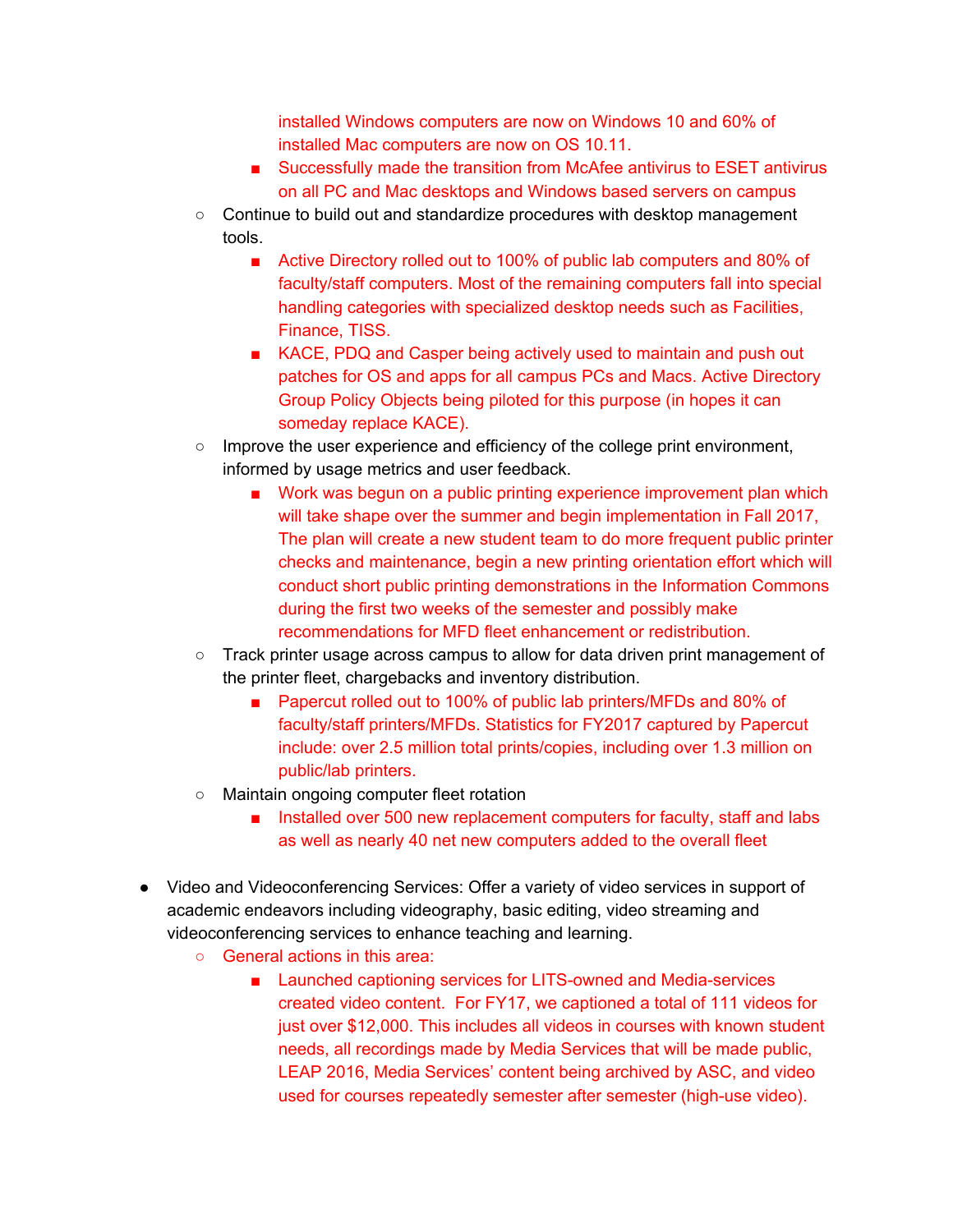- installed Windows computers are now on Windows 10 and 60% of installed Mac computers are now on OS 10.11.
      - Successfully made the transition from McAfee antivirus to ESET antivirus on all PC and Mac desktops and Windows based servers on campus
  - Continue to build out and standardize procedures with desktop management tools.
      - Active Directory rolled out to 100% of public lab computers and 80% of faculty/staff computers. Most of the remaining computers fall into special handling categories with specialized desktop needs such as Facilities, Finance, TISS.
      - KACE, PDQ and Casper being actively used to maintain and push out patches for OS and apps for all campus PCs and Macs. Active Directory Group Policy Objects being piloted for this purpose (in hopes it can someday replace KACE).
  - Improve the user experience and efficiency of the college print environment, informed by usage metrics and user feedback.
      - Work was begun on a public printing experience improvement plan which will take shape over the summer and begin implementation in Fall 2017, The plan will create a new student team to do more frequent public printer checks and maintenance, begin a new printing orientation effort which will conduct short public printing demonstrations in the Information Commons during the first two weeks of the semester and possibly make recommendations for MFD fleet enhancement or redistribution.
  - Track printer usage across campus to allow for data driven print management of the printer fleet, chargebacks and inventory distribution.
      - Papercut rolled out to 100% of public lab printers/MFDs and 80% of faculty/staff printers/MFDs. Statistics for FY2017 captured by Papercut include: over 2.5 million total prints/copies, including over 1.3 million on public/lab printers.
  - Maintain ongoing computer fleet rotation
      - Installed over 500 new replacement computers for faculty, staff and labs as well as nearly 40 net new computers added to the overall fleet

- Video and Videoconferencing Services: Offer a variety of video services in support of academic endeavors including videography, basic editing, video streaming and videoconferencing services to enhance teaching and learning.
  - General actions in this area:
      - Launched captioning services for LITS-owned and Media-services created video content. For FY17, we captioned a total of 111 videos for just over $12,000. This includes all videos in courses with known student needs, all recordings made by Media Services that will be made public, LEAP 2016, Media Services' content being archived by ASC, and video used for courses repeatedly semester after semester (high-use video).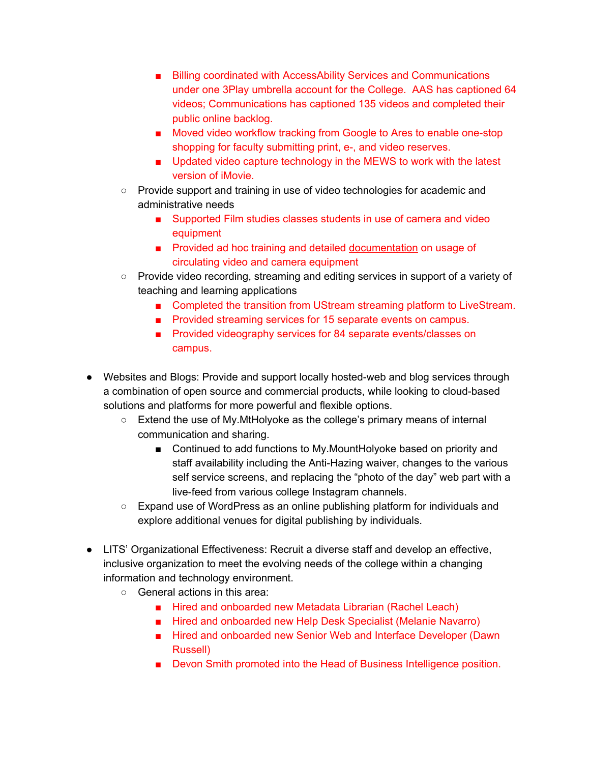- Billing coordinated with AccessAbility Services and Communications under one 3Play umbrella account for the College. AAS has captioned 64 videos; Communications has captioned 135 videos and completed their public online backlog.
        - Moved video workflow tracking from Google to Ares to enable one-stop shopping for faculty submitting print, e-, and video reserves.
        - Updated video capture technology in the MEWS to work with the latest version of iMovie.
    - Provide support and training in use of video technologies for academic and administrative needs
        - Supported Film studies classes students in use of camera and video equipment
        - Provided ad hoc training and detailed documentation on usage of circulating video and camera equipment
    - Provide video recording, streaming and editing services in support of a variety of teaching and learning applications
        - Completed the transition from UStream streaming platform to LiveStream.
        - Provided streaming services for 15 separate events on campus.
        - Provided videography services for 84 separate events/classes on campus.

- Websites and Blogs: Provide and support locally hosted-web and blog services through a combination of open source and commercial products, while looking to cloud-based solutions and platforms for more powerful and flexible options.
    - Extend the use of My.MtHolyoke as the college's primary means of internal communication and sharing.
        - Continued to add functions to My.MountHolyoke based on priority and staff availability including the Anti-Hazing waiver, changes to the various self service screens, and replacing the "photo of the day" web part with a live-feed from various college Instagram channels.
    - Expand use of WordPress as an online publishing platform for individuals and explore additional venues for digital publishing by individuals.

- LITS' Organizational Effectiveness: Recruit a diverse staff and develop an effective, inclusive organization to meet the evolving needs of the college within a changing information and technology environment.
    - General actions in this area:
        - Hired and onboarded new Metadata Librarian (Rachel Leach)
        - Hired and onboarded new Help Desk Specialist (Melanie Navarro)
        - Hired and onboarded new Senior Web and Interface Developer (Dawn Russell)
        - Devon Smith promoted into the Head of Business Intelligence position.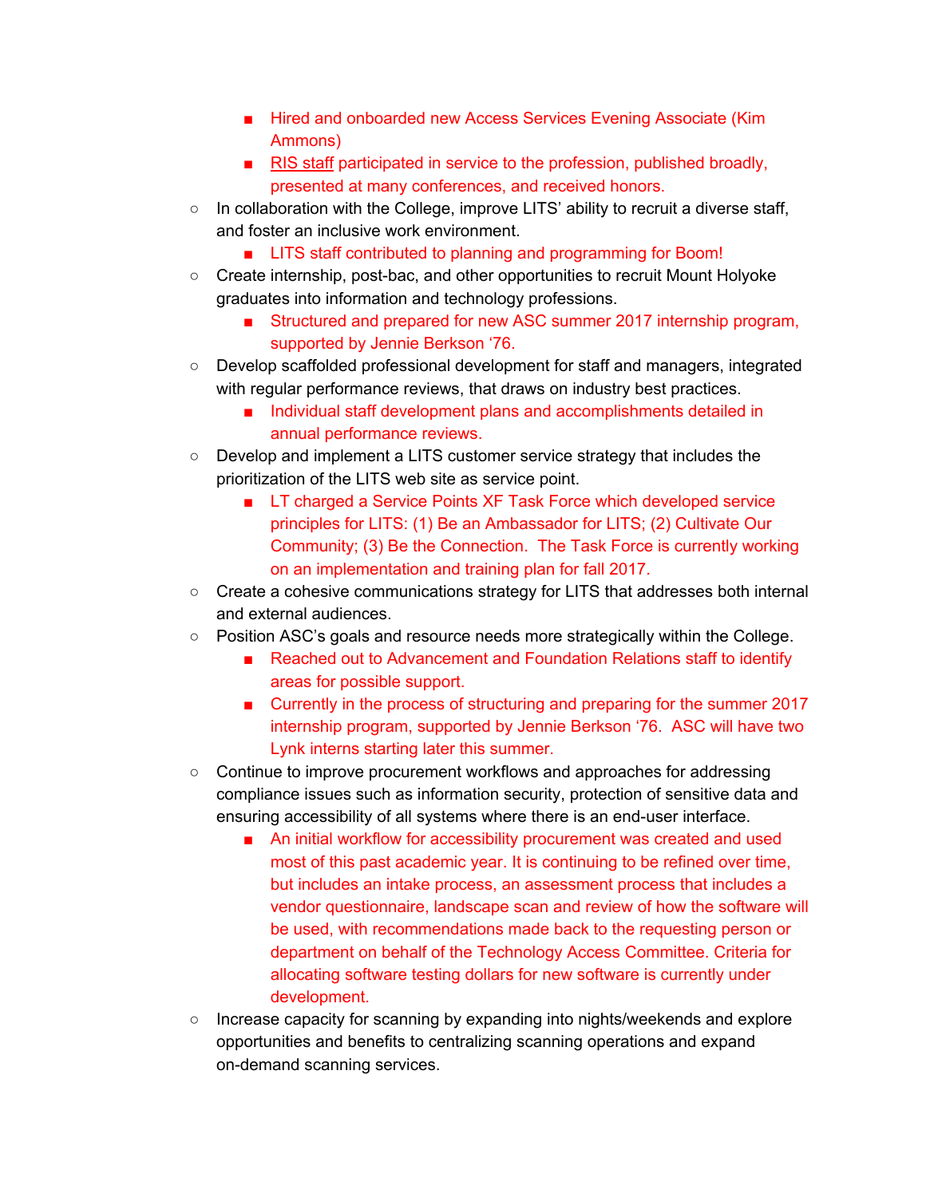- Hired and onboarded new Access Services Evening Associate (Kim Ammons)
    - RIS staff participated in service to the profession, published broadly, presented at many conferences, and received honors.
- In collaboration with the College, improve LITS' ability to recruit a diverse staff, and foster an inclusive work environment.
    - LITS staff contributed to planning and programming for Boom!
- Create internship, post-bac, and other opportunities to recruit Mount Holyoke graduates into information and technology professions.
    - Structured and prepared for new ASC summer 2017 internship program, supported by Jennie Berkson '76.
- Develop scaffolded professional development for staff and managers, integrated with regular performance reviews, that draws on industry best practices.
    - Individual staff development plans and accomplishments detailed in annual performance reviews.
- Develop and implement a LITS customer service strategy that includes the prioritization of the LITS web site as service point.
    - LT charged a Service Points XF Task Force which developed service principles for LITS: (1) Be an Ambassador for LITS; (2) Cultivate Our Community; (3) Be the Connection. The Task Force is currently working on an implementation and training plan for fall 2017.
- Create a cohesive communications strategy for LITS that addresses both internal and external audiences.
- Position ASC's goals and resource needs more strategically within the College.
    - Reached out to Advancement and Foundation Relations staff to identify areas for possible support.
    - Currently in the process of structuring and preparing for the summer 2017 internship program, supported by Jennie Berkson '76. ASC will have two Lynk interns starting later this summer.
- Continue to improve procurement workflows and approaches for addressing compliance issues such as information security, protection of sensitive data and ensuring accessibility of all systems where there is an end-user interface.
    - An initial workflow for accessibility procurement was created and used most of this past academic year. It is continuing to be refined over time, but includes an intake process, an assessment process that includes a vendor questionnaire, landscape scan and review of how the software will be used, with recommendations made back to the requesting person or department on behalf of the Technology Access Committee. Criteria for allocating software testing dollars for new software is currently under development.
- Increase capacity for scanning by expanding into nights/weekends and explore opportunities and benefits to centralizing scanning operations and expand on-demand scanning services.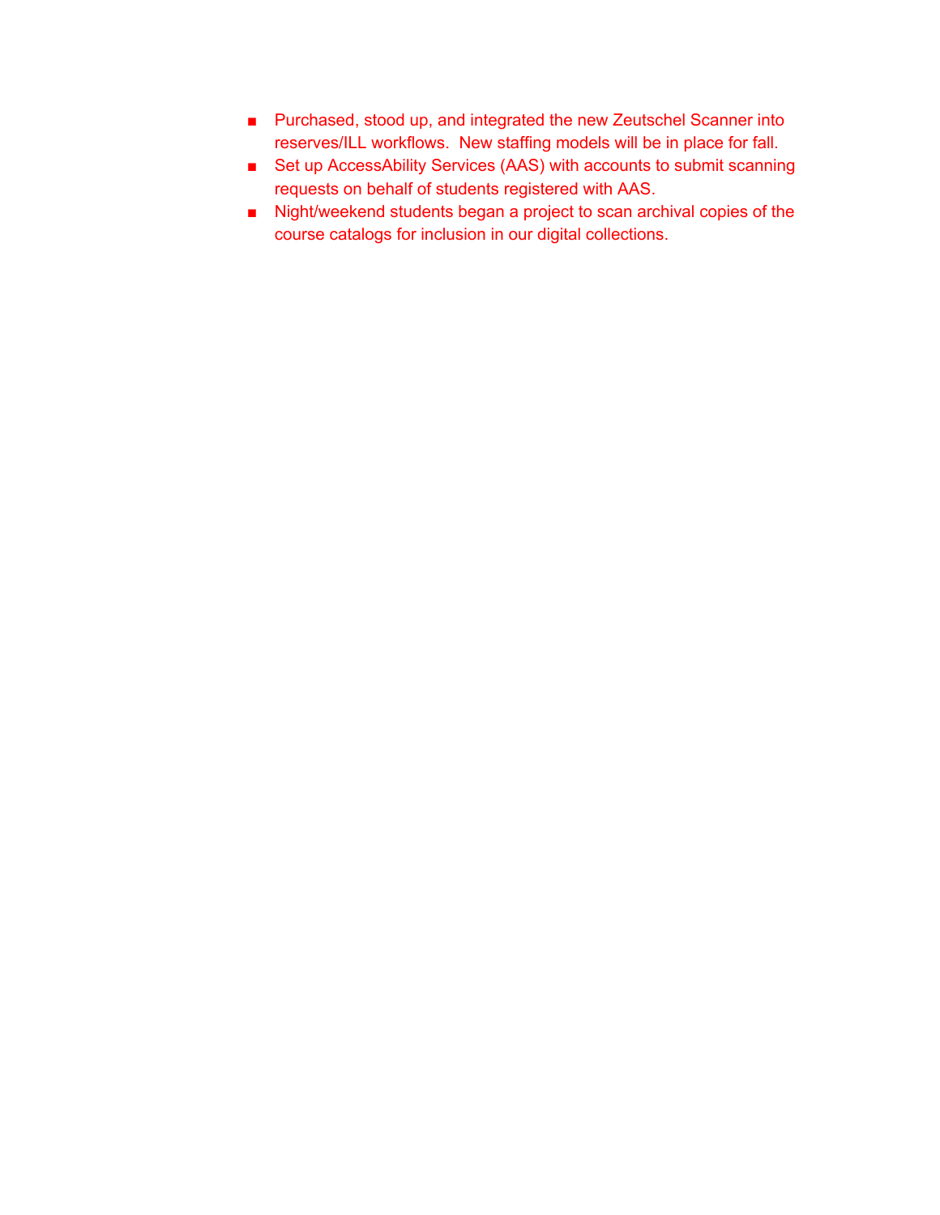- Purchased, stood up, and integrated the new Zeutschel Scanner into reserves/ILL workflows.  New staffing models will be in place for fall.
- Set up AccessAbility Services (AAS) with accounts to submit scanning requests on behalf of students registered with AAS.
- Night/weekend students began a project to scan archival copies of the course catalogs for inclusion in our digital collections.